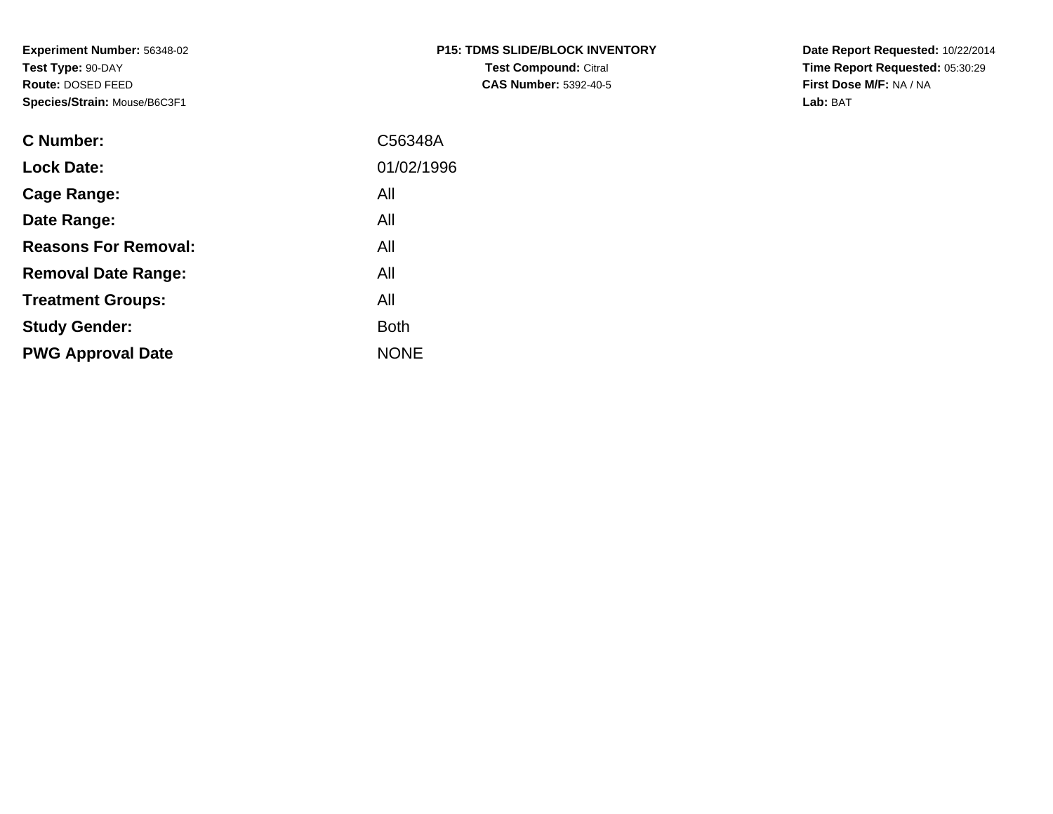**Experiment Number:** 56348-02
**Test Type:** 90-DAY
**Route:** DOSED FEED
**Species/Strain:** Mouse/B6C3F1

**P15: TDMS SLIDE/BLOCK INVENTORY**
**Test Compound:** Citral
**CAS Number:** 5392-40-5

**Date Report Requested:** 10/22/2014
**Time Report Requested:** 05:30:29
**First Dose M/F:** NA / NA
**Lab:** BAT

| | |
|---|---|
| **C Number:** | C56348A |
| **Lock Date:** | 01/02/1996 |
| **Cage Range:** | All |
| **Date Range:** | All |
| **Reasons For Removal:** | All |
| **Removal Date Range:** | All |
| **Treatment Groups:** | All |
| **Study Gender:** | Both |
| **PWG Approval Date** | NONE |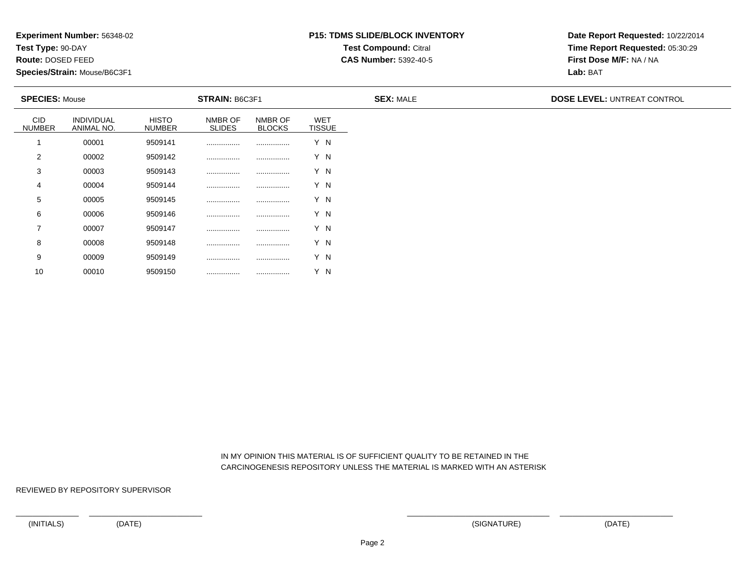**Experiment Number:** 56348-02
**Test Type:** 90-DAY
**Route:** DOSED FEED
**Species/Strain:** Mouse/B6C3F1

**P15: TDMS SLIDE/BLOCK INVENTORY**
**Test Compound:** Citral
**CAS Number:** 5392-40-5

**Date Report Requested:** 10/22/2014
**Time Report Requested:** 05:30:29
**First Dose M/F:** NA / NA
**Lab:** BAT

**SPECIES:** Mouse **STRAIN:** B6C3F1 **SEX:** MALE **DOSE LEVEL:** UNTREAT CONTROL

| CID NUMBER | INDIVIDUAL ANIMAL NO. | HISTO NUMBER | NMBR OF SLIDES | NMBR OF BLOCKS | WET TISSUE |
|---|---|---|---|---|---|
| 1 | 00001 | 9509141 | ................ | ................ | Y N |
| 2 | 00002 | 9509142 | ................ | ................ | Y N |
| 3 | 00003 | 9509143 | ................ | ................ | Y N |
| 4 | 00004 | 9509144 | ................ | ................ | Y N |
| 5 | 00005 | 9509145 | ................ | ................ | Y N |
| 6 | 00006 | 9509146 | ................ | ................ | Y N |
| 7 | 00007 | 9509147 | ................ | ................ | Y N |
| 8 | 00008 | 9509148 | ................ | ................ | Y N |
| 9 | 00009 | 9509149 | ................ | ................ | Y N |
| 10 | 00010 | 9509150 | ................ | ................ | Y N |

IN MY OPINION THIS MATERIAL IS OF SUFFICIENT QUALITY TO BE RETAINED IN THE CARCINOGENESIS REPOSITORY UNLESS THE MATERIAL IS MARKED WITH AN ASTERISK

REVIEWED BY REPOSITORY SUPERVISOR

(INITIALS) (DATE) (SIGNATURE) (DATE)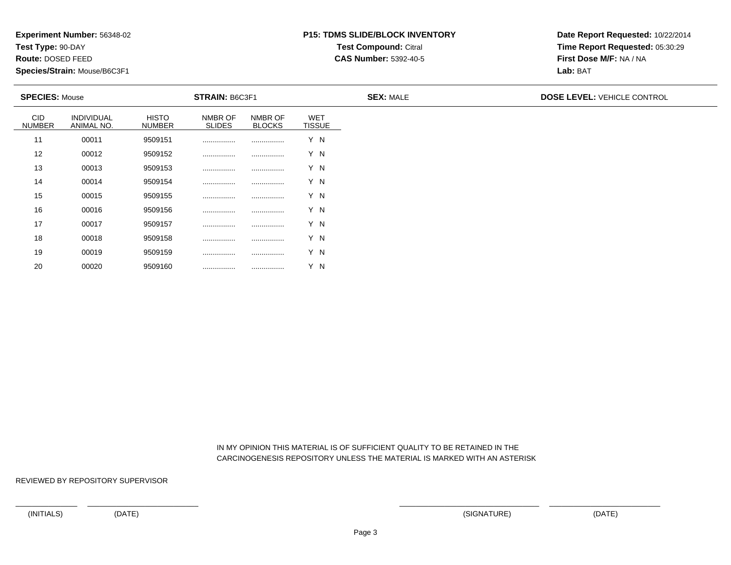**Experiment Number:** 56348-02
**Test Type:** 90-DAY
**Route:** DOSED FEED
**Species/Strain:** Mouse/B6C3F1

**P15: TDMS SLIDE/BLOCK INVENTORY**
**Test Compound:** Citral
**CAS Number:** 5392-40-5

**Date Report Requested:** 10/22/2014
**Time Report Requested:** 05:30:29
**First Dose M/F:** NA / NA
**Lab:** BAT

**SPECIES:** Mouse **STRAIN:** B6C3F1 **SEX:** MALE **DOSE LEVEL:** VEHICLE CONTROL

| CID NUMBER | INDIVIDUAL ANIMAL NO. | HISTO NUMBER | NMBR OF SLIDES | NMBR OF BLOCKS | WET TISSUE |
|---|---|---|---|---|---|
| 11 | 00011 | 9509151 | ................ | ................ | Y N |
| 12 | 00012 | 9509152 | ................ | ................ | Y N |
| 13 | 00013 | 9509153 | ................ | ................ | Y N |
| 14 | 00014 | 9509154 | ................ | ................ | Y N |
| 15 | 00015 | 9509155 | ................ | ................ | Y N |
| 16 | 00016 | 9509156 | ................ | ................ | Y N |
| 17 | 00017 | 9509157 | ................ | ................ | Y N |
| 18 | 00018 | 9509158 | ................ | ................ | Y N |
| 19 | 00019 | 9509159 | ................ | ................ | Y N |
| 20 | 00020 | 9509160 | ................ | ................ | Y N |

IN MY OPINION THIS MATERIAL IS OF SUFFICIENT QUALITY TO BE RETAINED IN THE CARCINOGENESIS REPOSITORY UNLESS THE MATERIAL IS MARKED WITH AN ASTERISK

REVIEWED BY REPOSITORY SUPERVISOR

(INITIALS) (DATE) (SIGNATURE) (DATE)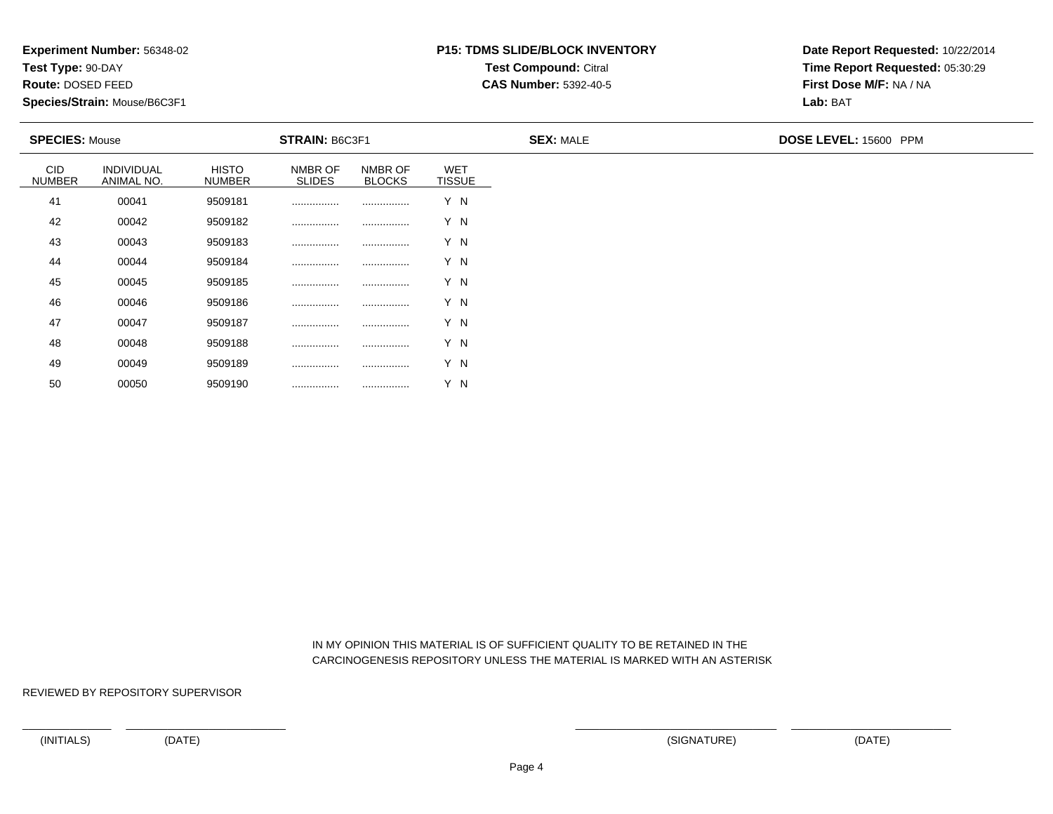**Experiment Number:** 56348-02
**Test Type:** 90-DAY
**Route:** DOSED FEED
**Species/Strain:** Mouse/B6C3F1

**P15: TDMS SLIDE/BLOCK INVENTORY**
**Test Compound:** Citral
**CAS Number:** 5392-40-5

**Date Report Requested:** 10/22/2014
**Time Report Requested:** 05:30:29
**First Dose M/F:** NA / NA
**Lab:** BAT

**SPECIES:** Mouse | **STRAIN:** B6C3F1 | **SEX:** MALE | **DOSE LEVEL:** 15600 PPM

| CID NUMBER | INDIVIDUAL ANIMAL NO. | HISTO NUMBER | NMBR OF SLIDES | NMBR OF BLOCKS | WET TISSUE |
|---|---|---|---|---|---|
| 41 | 00041 | 9509181 | ................ | ................ | Y N |
| 42 | 00042 | 9509182 | ................ | ................ | Y N |
| 43 | 00043 | 9509183 | ................ | ................ | Y N |
| 44 | 00044 | 9509184 | ................ | ................ | Y N |
| 45 | 00045 | 9509185 | ................ | ................ | Y N |
| 46 | 00046 | 9509186 | ................ | ................ | Y N |
| 47 | 00047 | 9509187 | ................ | ................ | Y N |
| 48 | 00048 | 9509188 | ................ | ................ | Y N |
| 49 | 00049 | 9509189 | ................ | ................ | Y N |
| 50 | 00050 | 9509190 | ................ | ................ | Y N |

IN MY OPINION THIS MATERIAL IS OF SUFFICIENT QUALITY TO BE RETAINED IN THE CARCINOGENESIS REPOSITORY UNLESS THE MATERIAL IS MARKED WITH AN ASTERISK

REVIEWED BY REPOSITORY SUPERVISOR

(INITIALS) (DATE) (SIGNATURE) (DATE)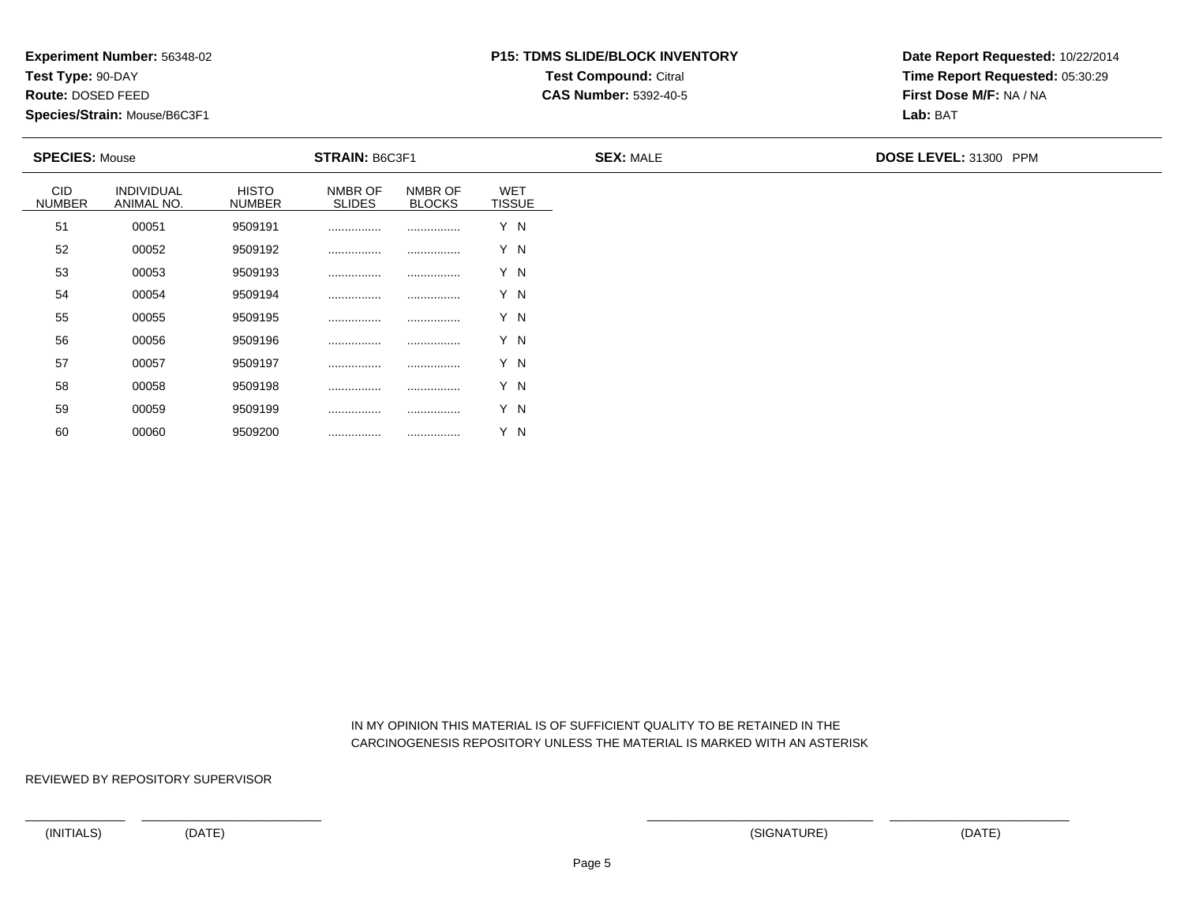**Experiment Number:** 56348-02
**Test Type:** 90-DAY
**Route:** DOSED FEED
**Species/Strain:** Mouse/B6C3F1

**P15: TDMS SLIDE/BLOCK INVENTORY**
**Test Compound:** Citral
**CAS Number:** 5392-40-5

**Date Report Requested:** 10/22/2014
**Time Report Requested:** 05:30:29
**First Dose M/F:** NA / NA
**Lab:** BAT

**SPECIES:** Mouse **STRAIN:** B6C3F1 **SEX:** MALE **DOSE LEVEL:** 31300 PPM

| CID NUMBER | INDIVIDUAL ANIMAL NO. | HISTO NUMBER | NMBR OF SLIDES | NMBR OF BLOCKS | WET TISSUE |
|---|---|---|---|---|---|
| 51 | 00051 | 9509191 | ................ | ................ | Y N |
| 52 | 00052 | 9509192 | ................ | ................ | Y N |
| 53 | 00053 | 9509193 | ................ | ................ | Y N |
| 54 | 00054 | 9509194 | ................ | ................ | Y N |
| 55 | 00055 | 9509195 | ................ | ................ | Y N |
| 56 | 00056 | 9509196 | ................ | ................ | Y N |
| 57 | 00057 | 9509197 | ................ | ................ | Y N |
| 58 | 00058 | 9509198 | ................ | ................ | Y N |
| 59 | 00059 | 9509199 | ................ | ................ | Y N |
| 60 | 00060 | 9509200 | ................ | ................ | Y N |

IN MY OPINION THIS MATERIAL IS OF SUFFICIENT QUALITY TO BE RETAINED IN THE CARCINOGENESIS REPOSITORY UNLESS THE MATERIAL IS MARKED WITH AN ASTERISK

REVIEWED BY REPOSITORY SUPERVISOR

(INITIALS) (DATE) (SIGNATURE) (DATE)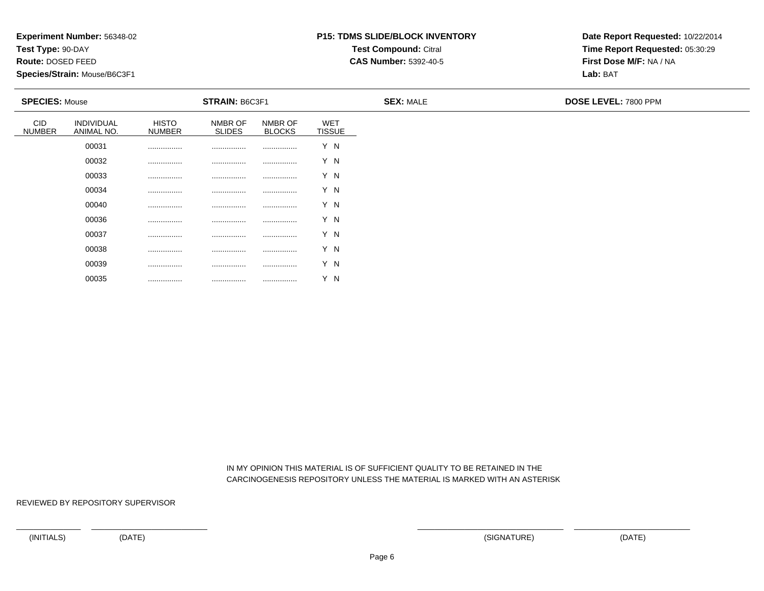**Experiment Number:** 56348-02
**Test Type:** 90-DAY
**Route:** DOSED FEED
**Species/Strain:** Mouse/B6C3F1

**P15: TDMS SLIDE/BLOCK INVENTORY**
**Test Compound:** Citral
**CAS Number:** 5392-40-5

**Date Report Requested:** 10/22/2014
**Time Report Requested:** 05:30:29
**First Dose M/F:** NA / NA
**Lab:** BAT

**SPECIES:** Mouse **STRAIN:** B6C3F1 **SEX:** MALE **DOSE LEVEL:** 7800 PPM

| CID NUMBER | INDIVIDUAL ANIMAL NO. | HISTO NUMBER | NMBR OF SLIDES | NMBR OF BLOCKS | WET TISSUE |
|---|---|---|---|---|---|
| | 00031 | ................ | ................ | ................ | Y N |
| | 00032 | ................ | ................ | ................ | Y N |
| | 00033 | ................ | ................ | ................ | Y N |
| | 00034 | ................ | ................ | ................ | Y N |
| | 00040 | ................ | ................ | ................ | Y N |
| | 00036 | ................ | ................ | ................ | Y N |
| | 00037 | ................ | ................ | ................ | Y N |
| | 00038 | ................ | ................ | ................ | Y N |
| | 00039 | ................ | ................ | ................ | Y N |
| | 00035 | ................ | ................ | ................ | Y N |

IN MY OPINION THIS MATERIAL IS OF SUFFICIENT QUALITY TO BE RETAINED IN THE CARCINOGENESIS REPOSITORY UNLESS THE MATERIAL IS MARKED WITH AN ASTERISK

REVIEWED BY REPOSITORY SUPERVISOR

(INITIALS) (DATE) (SIGNATURE) (DATE)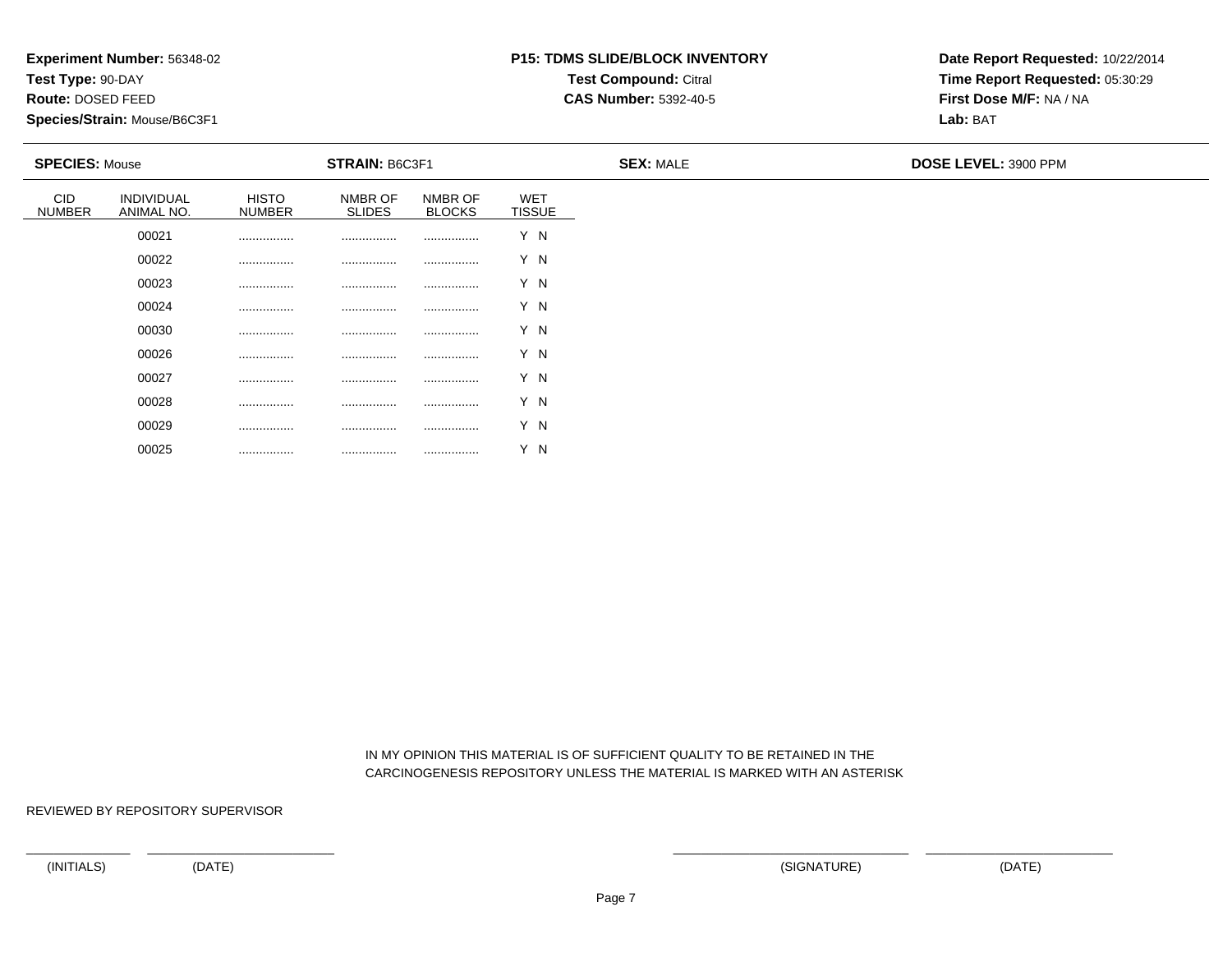**Experiment Number:** 56348-02
**Test Type:** 90-DAY
**Route:** DOSED FEED
**Species/Strain:** Mouse/B6C3F1

**P15: TDMS SLIDE/BLOCK INVENTORY**
**Test Compound:** Citral
**CAS Number:** 5392-40-5

**Date Report Requested:** 10/22/2014
**Time Report Requested:** 05:30:29
**First Dose M/F:** NA / NA
**Lab:** BAT

**SPECIES:** Mouse | **STRAIN:** B6C3F1 | **SEX:** MALE | **DOSE LEVEL:** 3900 PPM

| CID NUMBER | INDIVIDUAL ANIMAL NO. | HISTO NUMBER | NMBR OF SLIDES | NMBR OF BLOCKS | WET TISSUE |
|---|---|---|---|---|---|
| | 00021 | ................ | ................ | ................ | Y N |
| | 00022 | ................ | ................ | ................ | Y N |
| | 00023 | ................ | ................ | ................ | Y N |
| | 00024 | ................ | ................ | ................ | Y N |
| | 00030 | ................ | ................ | ................ | Y N |
| | 00026 | ................ | ................ | ................ | Y N |
| | 00027 | ................ | ................ | ................ | Y N |
| | 00028 | ................ | ................ | ................ | Y N |
| | 00029 | ................ | ................ | ................ | Y N |
| | 00025 | ................ | ................ | ................ | Y N |

IN MY OPINION THIS MATERIAL IS OF SUFFICIENT QUALITY TO BE RETAINED IN THE CARCINOGENESIS REPOSITORY UNLESS THE MATERIAL IS MARKED WITH AN ASTERISK

REVIEWED BY REPOSITORY SUPERVISOR

(INITIALS) (DATE) (SIGNATURE) (DATE)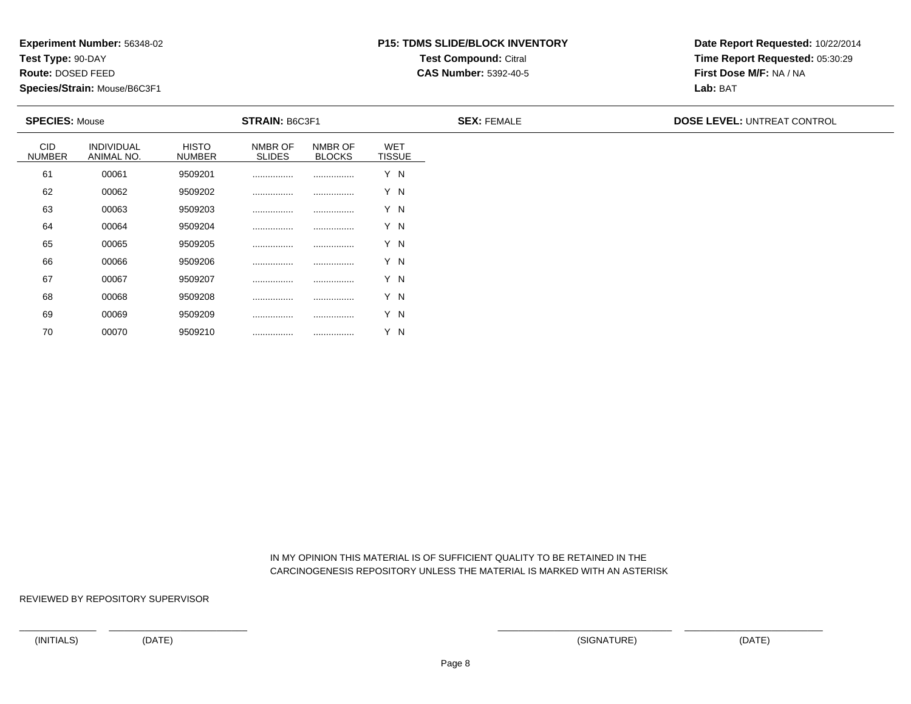**Experiment Number:** 56348-02
**Test Type:** 90-DAY
**Route:** DOSED FEED
**Species/Strain:** Mouse/B6C3F1

**P15: TDMS SLIDE/BLOCK INVENTORY**
**Test Compound:** Citral
**CAS Number:** 5392-40-5

**Date Report Requested:** 10/22/2014
**Time Report Requested:** 05:30:29
**First Dose M/F:** NA / NA
**Lab:** BAT

**SPECIES:** Mouse **STRAIN:** B6C3F1 **SEX:** FEMALE **DOSE LEVEL:** UNTREAT CONTROL

| CID NUMBER | INDIVIDUAL ANIMAL NO. | HISTO NUMBER | NMBR OF SLIDES | NMBR OF BLOCKS | WET TISSUE |
|---|---|---|---|---|---|
| 61 | 00061 | 9509201 | ................ | ................ | Y N |
| 62 | 00062 | 9509202 | ................ | ................ | Y N |
| 63 | 00063 | 9509203 | ................ | ................ | Y N |
| 64 | 00064 | 9509204 | ................ | ................ | Y N |
| 65 | 00065 | 9509205 | ................ | ................ | Y N |
| 66 | 00066 | 9509206 | ................ | ................ | Y N |
| 67 | 00067 | 9509207 | ................ | ................ | Y N |
| 68 | 00068 | 9509208 | ................ | ................ | Y N |
| 69 | 00069 | 9509209 | ................ | ................ | Y N |
| 70 | 00070 | 9509210 | ................ | ................ | Y N |

IN MY OPINION THIS MATERIAL IS OF SUFFICIENT QUALITY TO BE RETAINED IN THE CARCINOGENESIS REPOSITORY UNLESS THE MATERIAL IS MARKED WITH AN ASTERISK

REVIEWED BY REPOSITORY SUPERVISOR

(INITIALS) (DATE) (SIGNATURE) (DATE)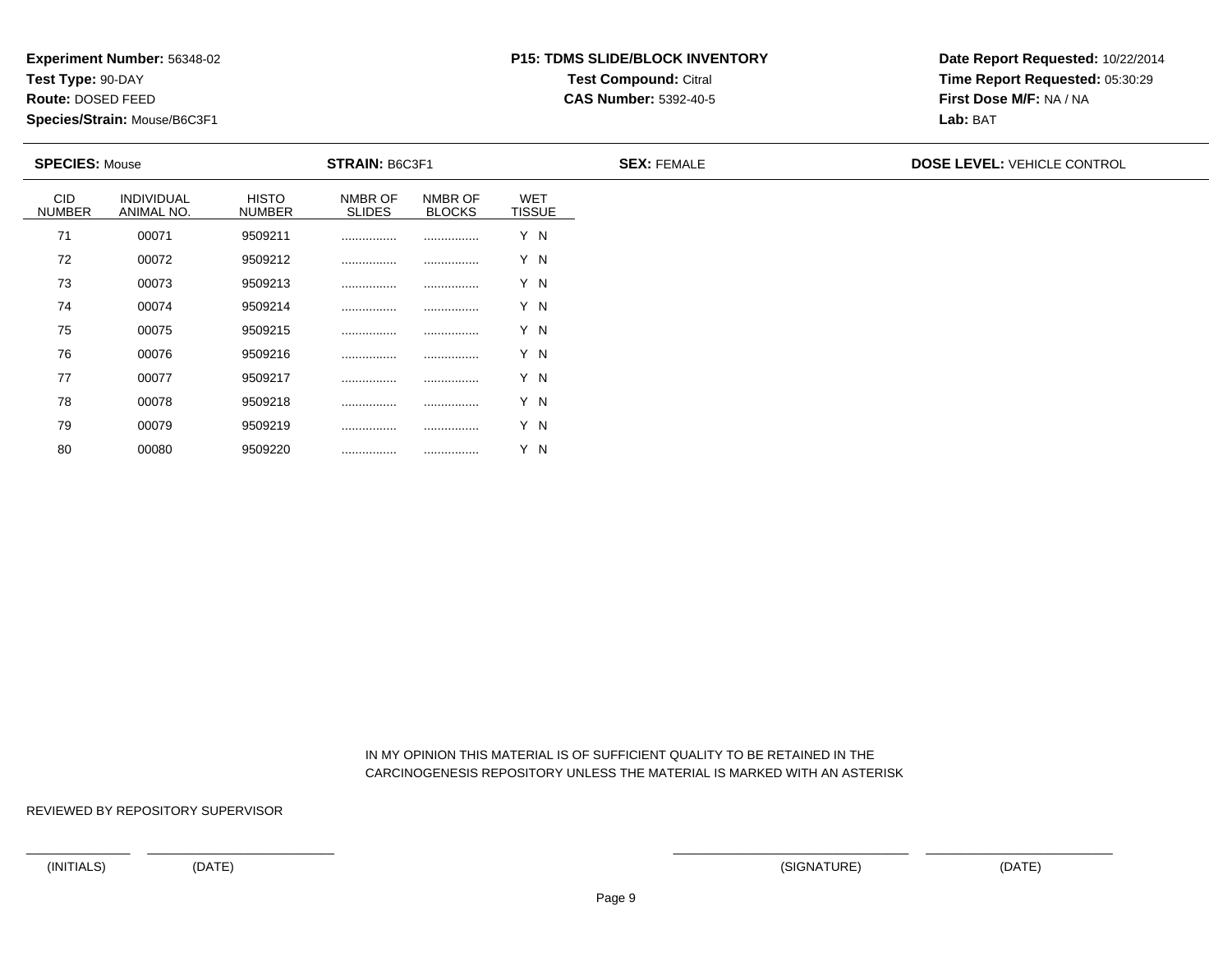**Experiment Number:** 56348-02
**Test Type:** 90-DAY
**Route:** DOSED FEED
**Species/Strain:** Mouse/B6C3F1

**P15: TDMS SLIDE/BLOCK INVENTORY**
**Test Compound:** Citral
**CAS Number:** 5392-40-5

**Date Report Requested:** 10/22/2014
**Time Report Requested:** 05:30:29
**First Dose M/F:** NA / NA
**Lab:** BAT

**SPECIES:** Mouse **STRAIN:** B6C3F1 **SEX:** FEMALE **DOSE LEVEL:** VEHICLE CONTROL

| CID NUMBER | INDIVIDUAL ANIMAL NO. | HISTO NUMBER | NMBR OF SLIDES | NMBR OF BLOCKS | WET TISSUE |
|---|---|---|---|---|---|
| 71 | 00071 | 9509211 | ................ | ................ | Y N |
| 72 | 00072 | 9509212 | ................ | ................ | Y N |
| 73 | 00073 | 9509213 | ................ | ................ | Y N |
| 74 | 00074 | 9509214 | ................ | ................ | Y N |
| 75 | 00075 | 9509215 | ................ | ................ | Y N |
| 76 | 00076 | 9509216 | ................ | ................ | Y N |
| 77 | 00077 | 9509217 | ................ | ................ | Y N |
| 78 | 00078 | 9509218 | ................ | ................ | Y N |
| 79 | 00079 | 9509219 | ................ | ................ | Y N |
| 80 | 00080 | 9509220 | ................ | ................ | Y N |

IN MY OPINION THIS MATERIAL IS OF SUFFICIENT QUALITY TO BE RETAINED IN THE CARCINOGENESIS REPOSITORY UNLESS THE MATERIAL IS MARKED WITH AN ASTERISK

REVIEWED BY REPOSITORY SUPERVISOR

(INITIALS) (DATE) (SIGNATURE) (DATE)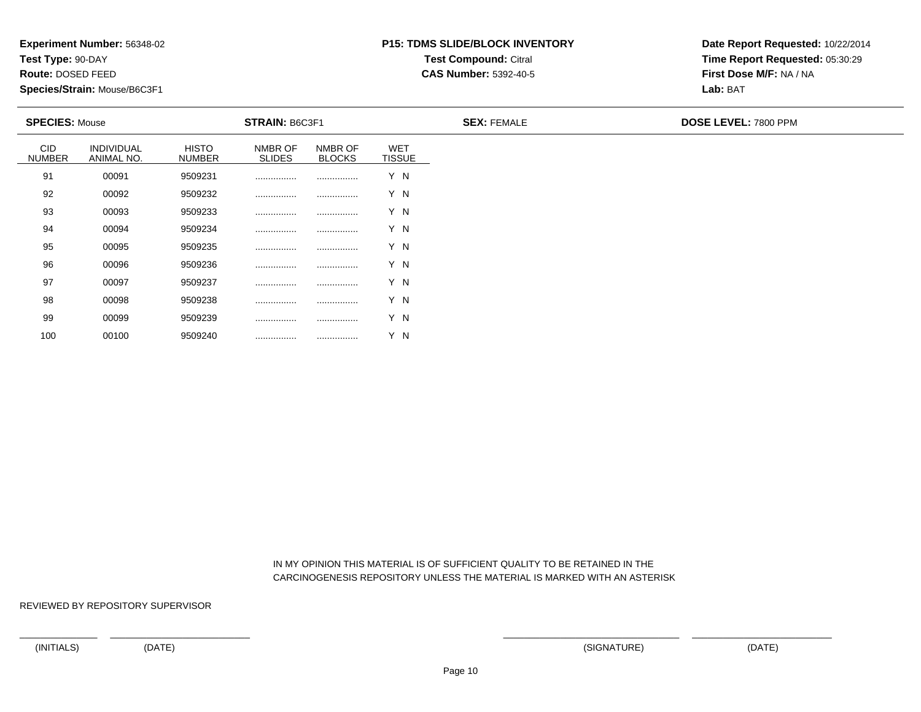**Experiment Number:** 56348-02
**Test Type:** 90-DAY
**Route:** DOSED FEED
**Species/Strain:** Mouse/B6C3F1

**P15: TDMS SLIDE/BLOCK INVENTORY**
**Test Compound:** Citral
**CAS Number:** 5392-40-5

**Date Report Requested:** 10/22/2014
**Time Report Requested:** 05:30:29
**First Dose M/F:** NA / NA
**Lab:** BAT

**SPECIES:** Mouse | **STRAIN:** B6C3F1 | **SEX:** FEMALE | **DOSE LEVEL:** 7800 PPM

| CID NUMBER | INDIVIDUAL ANIMAL NO. | HISTO NUMBER | NMBR OF SLIDES | NMBR OF BLOCKS | WET TISSUE |
|---|---|---|---|---|---|
| 91 | 00091 | 9509231 | ................ | ................ | Y N |
| 92 | 00092 | 9509232 | ................ | ................ | Y N |
| 93 | 00093 | 9509233 | ................ | ................ | Y N |
| 94 | 00094 | 9509234 | ................ | ................ | Y N |
| 95 | 00095 | 9509235 | ................ | ................ | Y N |
| 96 | 00096 | 9509236 | ................ | ................ | Y N |
| 97 | 00097 | 9509237 | ................ | ................ | Y N |
| 98 | 00098 | 9509238 | ................ | ................ | Y N |
| 99 | 00099 | 9509239 | ................ | ................ | Y N |
| 100 | 00100 | 9509240 | ................ | ................ | Y N |

IN MY OPINION THIS MATERIAL IS OF SUFFICIENT QUALITY TO BE RETAINED IN THE CARCINOGENESIS REPOSITORY UNLESS THE MATERIAL IS MARKED WITH AN ASTERISK

REVIEWED BY REPOSITORY SUPERVISOR

(INITIALS) (DATE) (SIGNATURE) (DATE)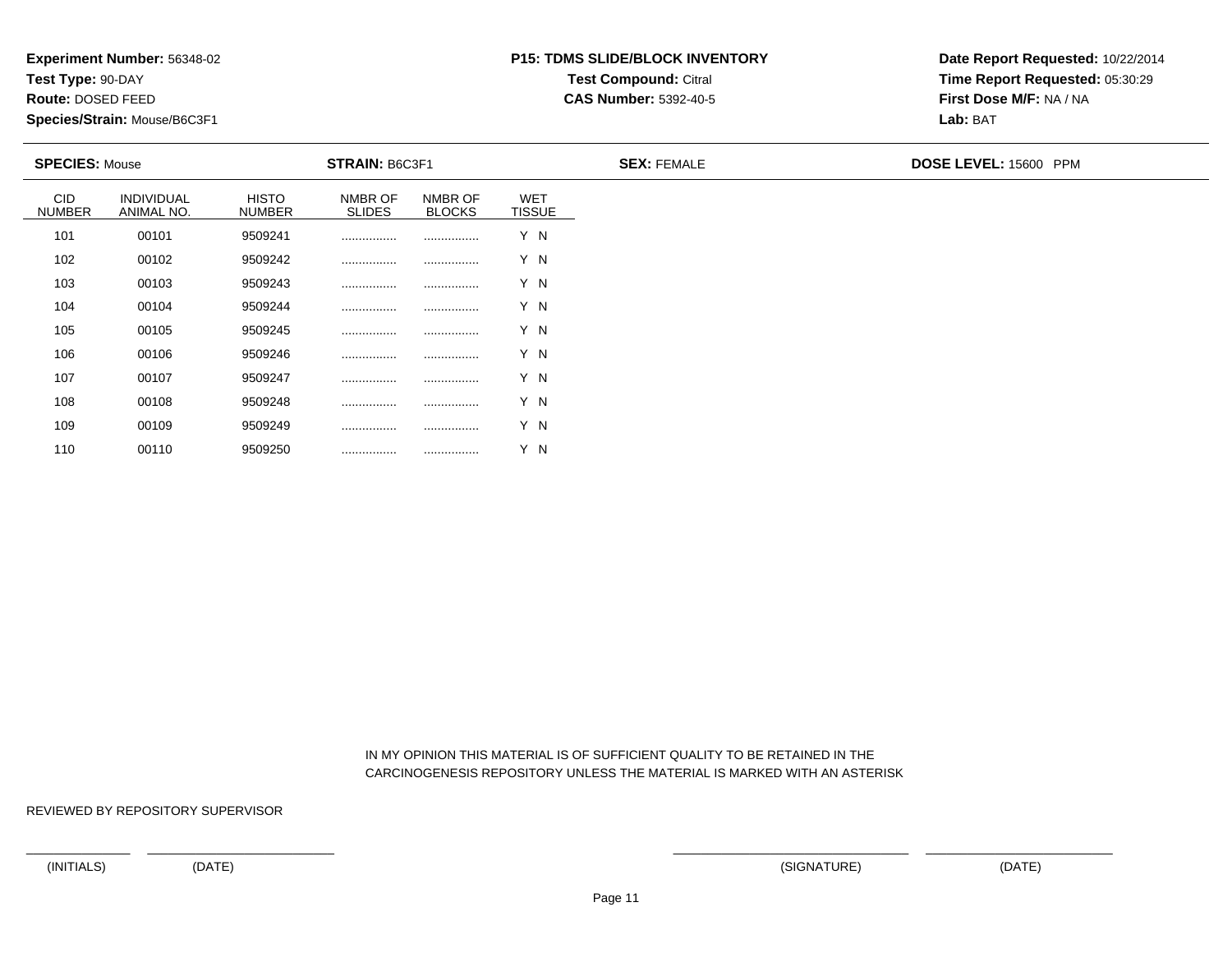**Experiment Number:** 56348-02
**Test Type:** 90-DAY
**Route:** DOSED FEED
**Species/Strain:** Mouse/B6C3F1

**P15: TDMS SLIDE/BLOCK INVENTORY**
**Test Compound:** Citral
**CAS Number:** 5392-40-5

**Date Report Requested:** 10/22/2014
**Time Report Requested:** 05:30:29
**First Dose M/F:** NA / NA
**Lab:** BAT

**SPECIES:** Mouse | **STRAIN:** B6C3F1 | **SEX:** FEMALE | **DOSE LEVEL:** 15600 PPM

| CID NUMBER | INDIVIDUAL ANIMAL NO. | HISTO NUMBER | NMBR OF SLIDES | NMBR OF BLOCKS | WET TISSUE |
|---|---|---|---|---|---|
| 101 | 00101 | 9509241 | ................ | ................ | Y N |
| 102 | 00102 | 9509242 | ................ | ................ | Y N |
| 103 | 00103 | 9509243 | ................ | ................ | Y N |
| 104 | 00104 | 9509244 | ................ | ................ | Y N |
| 105 | 00105 | 9509245 | ................ | ................ | Y N |
| 106 | 00106 | 9509246 | ................ | ................ | Y N |
| 107 | 00107 | 9509247 | ................ | ................ | Y N |
| 108 | 00108 | 9509248 | ................ | ................ | Y N |
| 109 | 00109 | 9509249 | ................ | ................ | Y N |
| 110 | 00110 | 9509250 | ................ | ................ | Y N |

IN MY OPINION THIS MATERIAL IS OF SUFFICIENT QUALITY TO BE RETAINED IN THE CARCINOGENESIS REPOSITORY UNLESS THE MATERIAL IS MARKED WITH AN ASTERISK

REVIEWED BY REPOSITORY SUPERVISOR

(INITIALS) (DATE) (SIGNATURE) (DATE)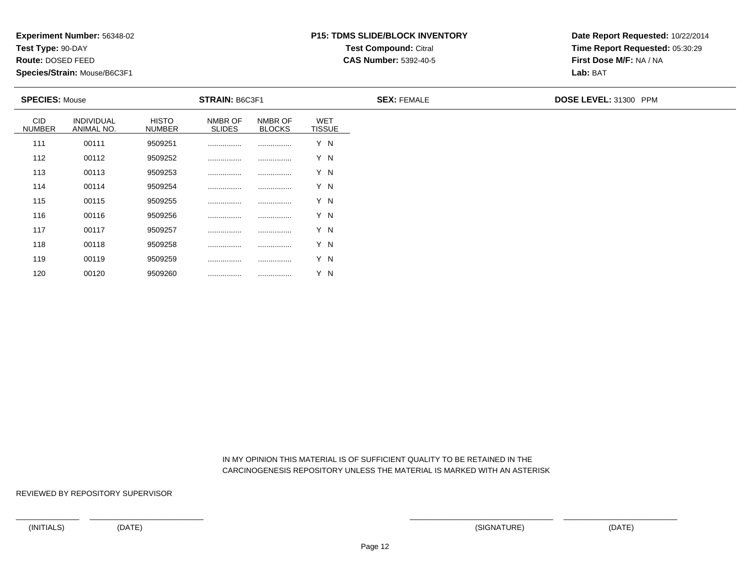**Experiment Number:** 56348-02
**Test Type:** 90-DAY
**Route:** DOSED FEED
**Species/Strain:** Mouse/B6C3F1

**P15: TDMS SLIDE/BLOCK INVENTORY**
**Test Compound:** Citral
**CAS Number:** 5392-40-5

**Date Report Requested:** 10/22/2014
**Time Report Requested:** 05:30:29
**First Dose M/F:** NA / NA
**Lab:** BAT

**SPECIES:** Mouse | **STRAIN:** B6C3F1 | **SEX:** FEMALE | **DOSE LEVEL:** 31300 PPM

| CID NUMBER | INDIVIDUAL ANIMAL NO. | HISTO NUMBER | NMBR OF SLIDES | NMBR OF BLOCKS | WET TISSUE |
|---|---|---|---|---|---|
| 111 | 00111 | 9509251 | ................ | ................ | Y N |
| 112 | 00112 | 9509252 | ................ | ................ | Y N |
| 113 | 00113 | 9509253 | ................ | ................ | Y N |
| 114 | 00114 | 9509254 | ................ | ................ | Y N |
| 115 | 00115 | 9509255 | ................ | ................ | Y N |
| 116 | 00116 | 9509256 | ................ | ................ | Y N |
| 117 | 00117 | 9509257 | ................ | ................ | Y N |
| 118 | 00118 | 9509258 | ................ | ................ | Y N |
| 119 | 00119 | 9509259 | ................ | ................ | Y N |
| 120 | 00120 | 9509260 | ................ | ................ | Y N |

IN MY OPINION THIS MATERIAL IS OF SUFFICIENT QUALITY TO BE RETAINED IN THE CARCINOGENESIS REPOSITORY UNLESS THE MATERIAL IS MARKED WITH AN ASTERISK

REVIEWED BY REPOSITORY SUPERVISOR

(INITIALS) (DATE) (SIGNATURE) (DATE)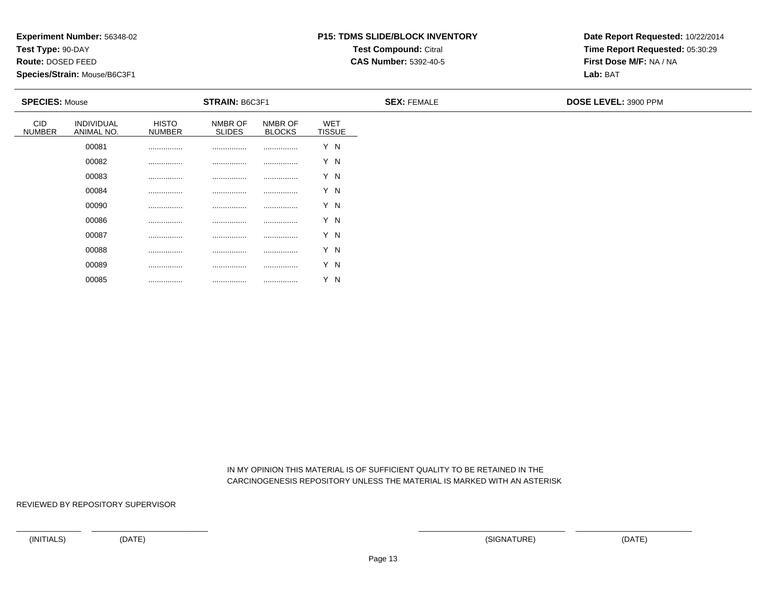**Experiment Number:** 56348-02
**Test Type:** 90-DAY
**Route:** DOSED FEED
**Species/Strain:** Mouse/B6C3F1

**P15: TDMS SLIDE/BLOCK INVENTORY**
**Test Compound:** Citral
**CAS Number:** 5392-40-5

**Date Report Requested:** 10/22/2014
**Time Report Requested:** 05:30:29
**First Dose M/F:** NA / NA
**Lab:** BAT

**SPECIES:** Mouse **STRAIN:** B6C3F1 **SEX:** FEMALE **DOSE LEVEL:** 3900 PPM

| CID NUMBER | INDIVIDUAL ANIMAL NO. | HISTO NUMBER | NMBR OF SLIDES | NMBR OF BLOCKS | WET TISSUE |
|---|---|---|---|---|---|
| | 00081 | ................ | ................ | ................ | Y N |
| | 00082 | ................ | ................ | ................ | Y N |
| | 00083 | ................ | ................ | ................ | Y N |
| | 00084 | ................ | ................ | ................ | Y N |
| | 00090 | ................ | ................ | ................ | Y N |
| | 00086 | ................ | ................ | ................ | Y N |
| | 00087 | ................ | ................ | ................ | Y N |
| | 00088 | ................ | ................ | ................ | Y N |
| | 00089 | ................ | ................ | ................ | Y N |
| | 00085 | ................ | ................ | ................ | Y N |

IN MY OPINION THIS MATERIAL IS OF SUFFICIENT QUALITY TO BE RETAINED IN THE CARCINOGENESIS REPOSITORY UNLESS THE MATERIAL IS MARKED WITH AN ASTERISK

REVIEWED BY REPOSITORY SUPERVISOR

(INITIALS) (DATE) (SIGNATURE) (DATE)